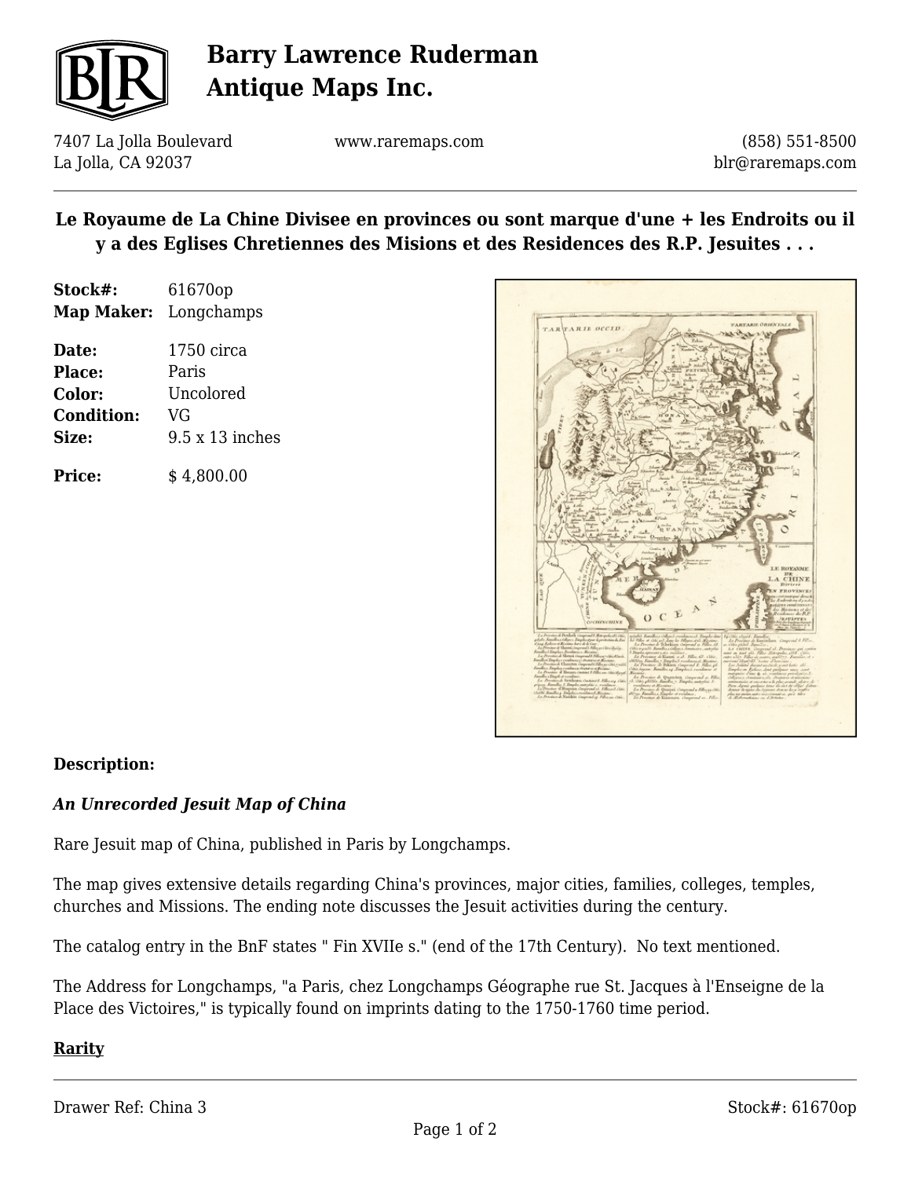# Barry Lawrence Ruderman Antique Maps Inc.

7407 La Jolla Boulevard
La Jolla, CA 92037

www.raremaps.com

(858) 551-8500
blr@raremaps.com

## Le Royaume de La Chine Divisee en provinces ou sont marque d'une + les Endroits ou il y a des Eglises Chretiennes des Misions et des Residences des R.P. Jesuites . . .

**Stock#:** 61670op
**Map Maker:** Longchamps

**Date:** 1750 circa
**Place:** Paris
**Color:** Uncolored
**Condition:** VG
**Size:** 9.5 x 13 inches

**Price:** $ 4,800.00

**Description:**

***An Unrecorded Jesuit Map of China***

Rare Jesuit map of China, published in Paris by Longchamps.

The map gives extensive details regarding China's provinces, major cities, families, colleges, temples, churches and Missions. The ending note discusses the Jesuit activities during the century.

The catalog entry in the BnF states " Fin XVIIe s." (end of the 17th Century). No text mentioned.

The Address for Longchamps, "a Paris, chez Longchamps Géographe rue St. Jacques à l'Enseigne de la Place des Victoires," is typically found on imprints dating to the 1750-1760 time period.

**Rarity**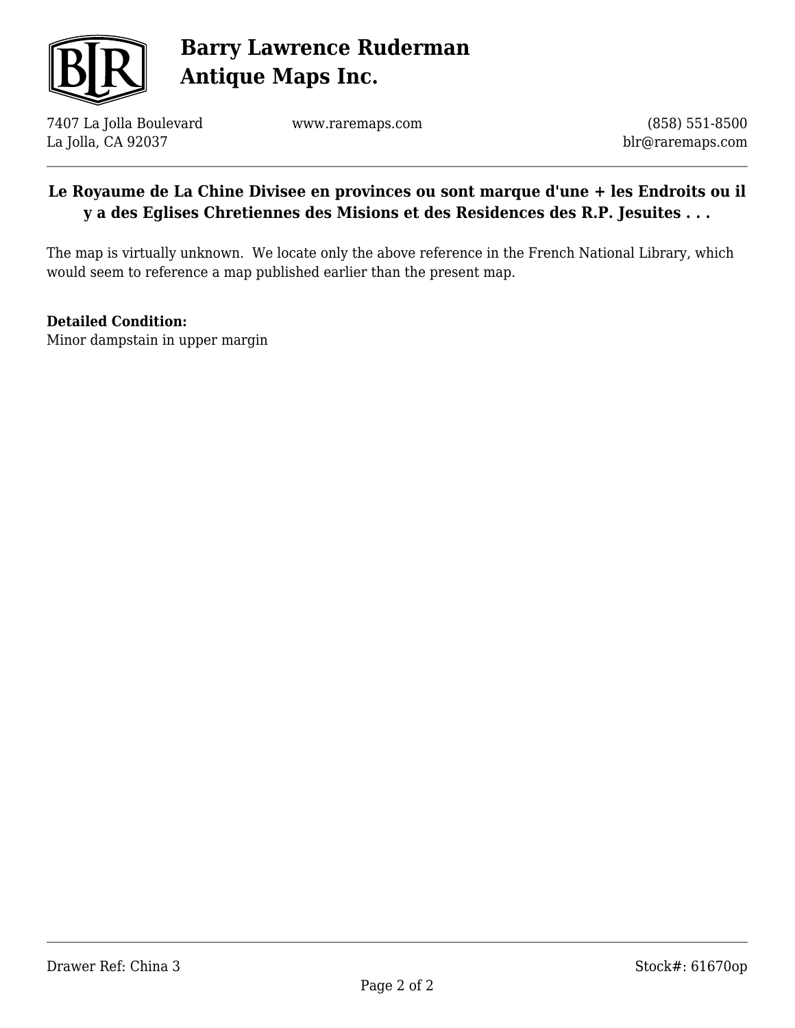## Le Royaume de La Chine Divisee en provinces ou sont marque d'une + les Endroits ou il y a des Eglises Chretiennes des Misions et des Residences des R.P. Jesuites . . .

The map is virtually unknown. We locate only the above reference in the French National Library, which would seem to reference a map published earlier than the present map.

**Detailed Condition:**
Minor dampstain in upper margin